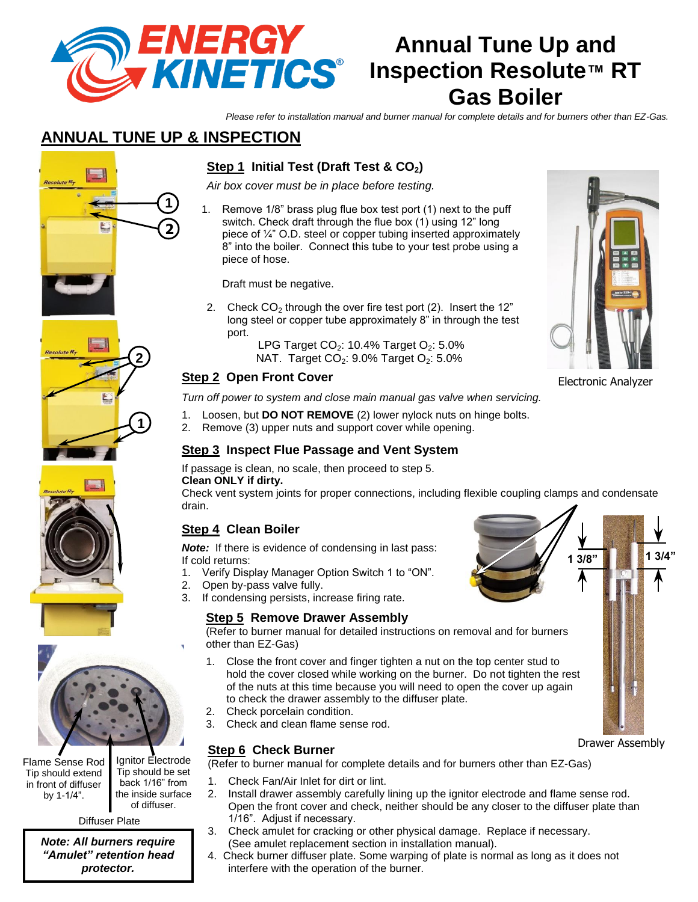# Annual Tune Up and Inspection Resolute™ RT Gas Boiler

*Please refer to installation manual and burner manual for complete details and for burners other than EZ-Gas.*

## ANNUAL TUNE UP & INSPECTION

### Step 1 Initial Test (Draft Test & $CO_2$)

*Air box cover must be in place before testing.*

1. Remove 1/8" brass plug flue box test port (1) next to the puff switch. Check draft through the flue box (1) using 12" long piece of ¼" O.D. steel or copper tubing inserted approximately 8" into the boiler. Connect this tube to your test probe using a piece of hose.

   Draft must be negative.

2. Check $CO_2$ through the over fire test port (2). Insert the 12" long steel or copper tube approximately 8" in through the test port.

   LPG Target $CO_2$: 10.4% Target $O_2$: 5.0%
   NAT. Target $CO_2$: 9.0% Target $O_2$: 5.0%

Electronic Analyzer

### Step 2 Open Front Cover

*Turn off power to system and close main manual gas valve when servicing.*

1. Loosen, but **DO NOT REMOVE** (2) lower nylock nuts on hinge bolts.
2. Remove (3) upper nuts and support cover while opening.

### Step 3 Inspect Flue Passage and Vent System

If passage is clean, no scale, then proceed to step 5.
**Clean ONLY if dirty.**
Check vent system joints for proper connections, including flexible coupling clamps and condensate drain.

### Step 4 Clean Boiler

***Note:*** If there is evidence of condensing in last pass:
If cold returns:

1. Verify Display Manager Option Switch 1 to "ON".
2. Open by-pass valve fully.
3. If condensing persists, increase firing rate.

### Step 5 Remove Drawer Assembly

(Refer to burner manual for detailed instructions on removal and for burners other than EZ-Gas)

1. Close the front cover and finger tighten a nut on the top center stud to hold the cover closed while working on the burner. Do not tighten the rest of the nuts at this time because you will need to open the cover up again to check the drawer assembly to the diffuser plate.
2. Check porcelain condition.
3. Check and clean flame sense rod.

1 3/8" 1 3/4"

Drawer Assembly

### Step 6 Check Burner

(Refer to burner manual for complete details and for burners other than EZ-Gas)

1. Check Fan/Air Inlet for dirt or lint.
2. Install drawer assembly carefully lining up the ignitor electrode and flame sense rod. Open the front cover and check, neither should be any closer to the diffuser plate than 1/16". Adjust if necessary.
3. Check amulet for cracking or other physical damage. Replace if necessary. (See amulet replacement section in installation manual).
4. Check burner diffuser plate. Some warping of plate is normal as long as it does not interfere with the operation of the burner.

Flame Sense Rod Tip should extend in front of diffuser by 1-1/4".

Ignitor Electrode Tip should be set back 1/16" from the inside surface of diffuser.

Diffuser Plate

***Note: All burners require "Amulet" retention head protector.***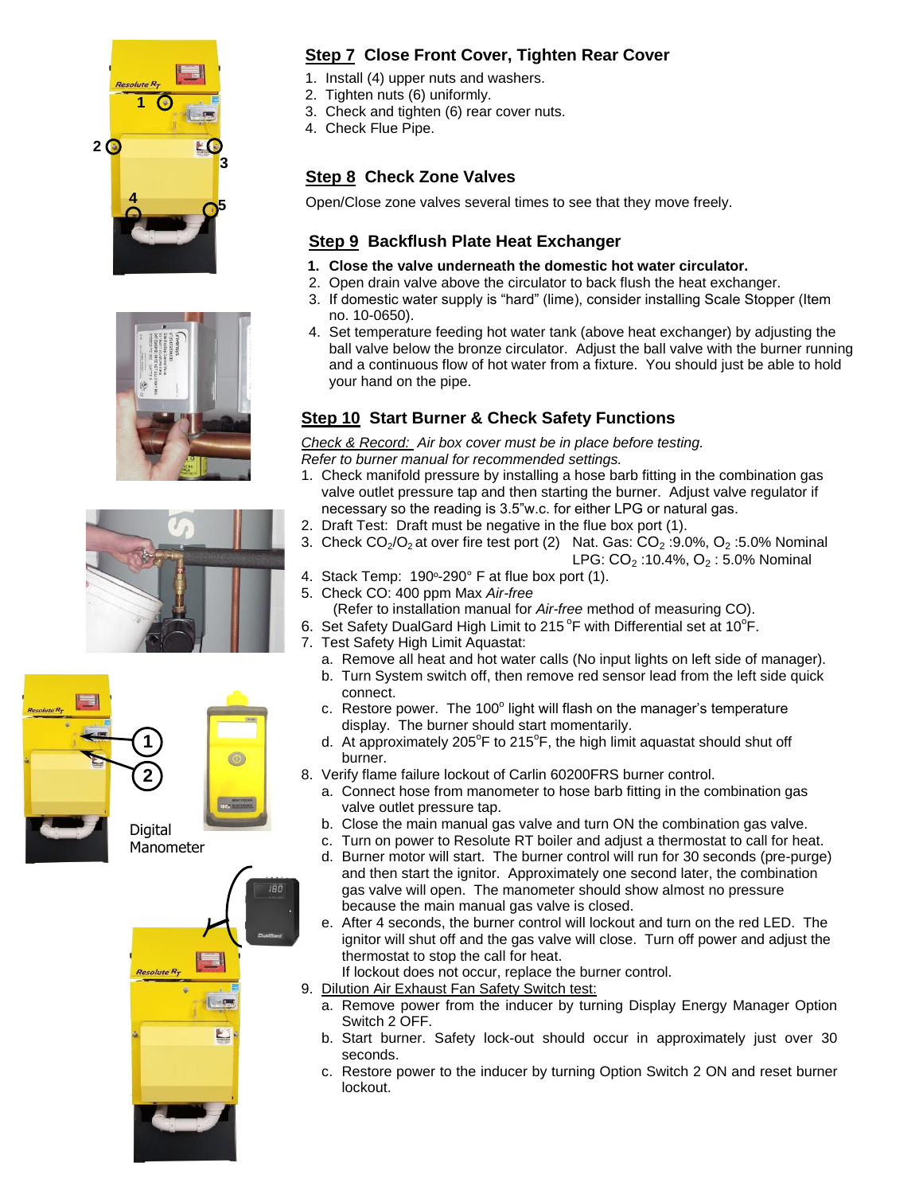## Step 7 Close Front Cover, Tighten Rear Cover

1. Install (4) upper nuts and washers.
2. Tighten nuts (6) uniformly.
3. Check and tighten (6) rear cover nuts.
4. Check Flue Pipe.

## Step 8 Check Zone Valves

Open/Close zone valves several times to see that they move freely.

## Step 9 Backflush Plate Heat Exchanger

1. **Close the valve underneath the domestic hot water circulator.**
2. Open drain valve above the circulator to back flush the heat exchanger.
3. If domestic water supply is "hard" (lime), consider installing Scale Stopper (Item no. 10-0650).
4. Set temperature feeding hot water tank (above heat exchanger) by adjusting the ball valve below the bronze circulator. Adjust the ball valve with the burner running and a continuous flow of hot water from a fixture. You should just be able to hold your hand on the pipe.

## Step 10 Start Burner & Check Safety Functions

*Check & Record: Air box cover must be in place before testing.*
*Refer to burner manual for recommended settings.*

1. Check manifold pressure by installing a hose barb fitting in the combination gas valve outlet pressure tap and then starting the burner. Adjust valve regulator if necessary so the reading is 3.5"w.c. for either LPG or natural gas.
2. Draft Test: Draft must be negative in the flue box port (1).
3. Check $CO_2$/$O_2$ at over fire test port (2) Nat. Gas: $CO_2$ :9.0%, $O_2$ :5.0% Nominal
   LPG: $CO_2$ :10.4%, $O_2$ : 5.0% Nominal
4. Stack Temp: 190°-290° F at flue box port (1).
5. Check CO: 400 ppm Max *Air-free*
   (Refer to installation manual for *Air-free* method of measuring CO).
6. Set Safety DualGard High Limit to 215 °F with Differential set at 10°F.
7. Test Safety High Limit Aquastat:
   a. Remove all heat and hot water calls (No input lights on left side of manager).
   b. Turn System switch off, then remove red sensor lead from the left side quick connect.
   c. Restore power. The 100° light will flash on the manager's temperature display. The burner should start momentarily.
   d. At approximately 205°F to 215°F, the high limit aquastat should shut off burner.
8. Verify flame failure lockout of Carlin 60200FRS burner control.
   a. Connect hose from manometer to hose barb fitting in the combination gas valve outlet pressure tap.
   b. Close the main manual gas valve and turn ON the combination gas valve.
   c. Turn on power to Resolute RT boiler and adjust a thermostat to call for heat.
   d. Burner motor will start. The burner control will run for 30 seconds (pre-purge) and then start the ignitor. Approximately one second later, the combination gas valve will open. The manometer should show almost no pressure because the main manual gas valve is closed.
   e. After 4 seconds, the burner control will lockout and turn on the red LED. The ignitor will shut off and the gas valve will close. Turn off power and adjust the thermostat to stop the call for heat.
      If lockout does not occur, replace the burner control.
9. Dilution Air Exhaust Fan Safety Switch test:
   a. Remove power from the inducer by turning Display Energy Manager Option Switch 2 OFF.
   b. Start burner. Safety lock-out should occur in approximately just over 30 seconds.
   c. Restore power to the inducer by turning Option Switch 2 ON and reset burner lockout.

Digital Manometer